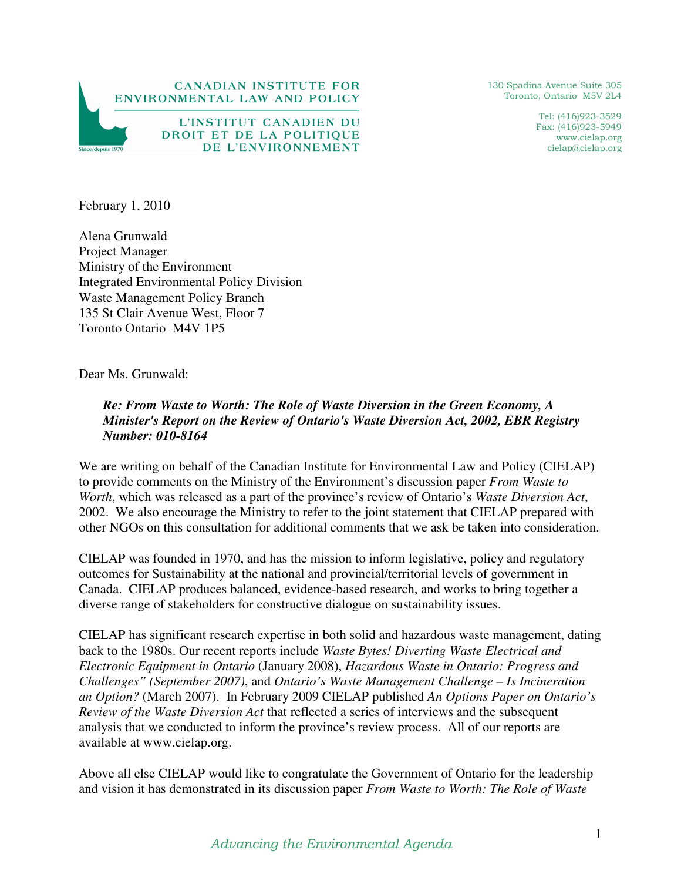CANADIAN INSTITUTE FOR ENVIRONMENTAL LAW AND POLICY

L'INSTITUT CANADIEN DU DROIT ET DE LA POLITIQUE DE L'ENVIRONNEMENT

Since/depuis 1970

130 Spadina Avenue Suite 305
Toronto, Ontario M5V 2L4

Tel: (416)923-3529
Fax: (416)923-5949
www.cielap.org
cielap@cielap.org

February 1, 2010

Alena Grunwald
Project Manager
Ministry of the Environment
Integrated Environmental Policy Division
Waste Management Policy Branch
135 St Clair Avenue West, Floor 7
Toronto Ontario M4V 1P5

Dear Ms. Grunwald:

***Re: From Waste to Worth: The Role of Waste Diversion in the Green Economy, A Minister's Report on the Review of Ontario's Waste Diversion Act, 2002, EBR Registry Number: 010-8164***

We are writing on behalf of the Canadian Institute for Environmental Law and Policy (CIELAP) to provide comments on the Ministry of the Environment's discussion paper *From Waste to Worth*, which was released as a part of the province's review of Ontario's *Waste Diversion Act*, 2002. We also encourage the Ministry to refer to the joint statement that CIELAP prepared with other NGOs on this consultation for additional comments that we ask be taken into consideration.

CIELAP was founded in 1970, and has the mission to inform legislative, policy and regulatory outcomes for Sustainability at the national and provincial/territorial levels of government in Canada. CIELAP produces balanced, evidence-based research, and works to bring together a diverse range of stakeholders for constructive dialogue on sustainability issues.

CIELAP has significant research expertise in both solid and hazardous waste management, dating back to the 1980s. Our recent reports include *Waste Bytes! Diverting Waste Electrical and Electronic Equipment in Ontario* (January 2008), *Hazardous Waste in Ontario: Progress and Challenges" (September 2007)*, and *Ontario's Waste Management Challenge – Is Incineration an Option?* (March 2007). In February 2009 CIELAP published *An Options Paper on Ontario's Review of the Waste Diversion Act* that reflected a series of interviews and the subsequent analysis that we conducted to inform the province's review process. All of our reports are available at www.cielap.org.

Above all else CIELAP would like to congratulate the Government of Ontario for the leadership and vision it has demonstrated in its discussion paper *From Waste to Worth: The Role of Waste*

*Advancing the Environmental Agenda*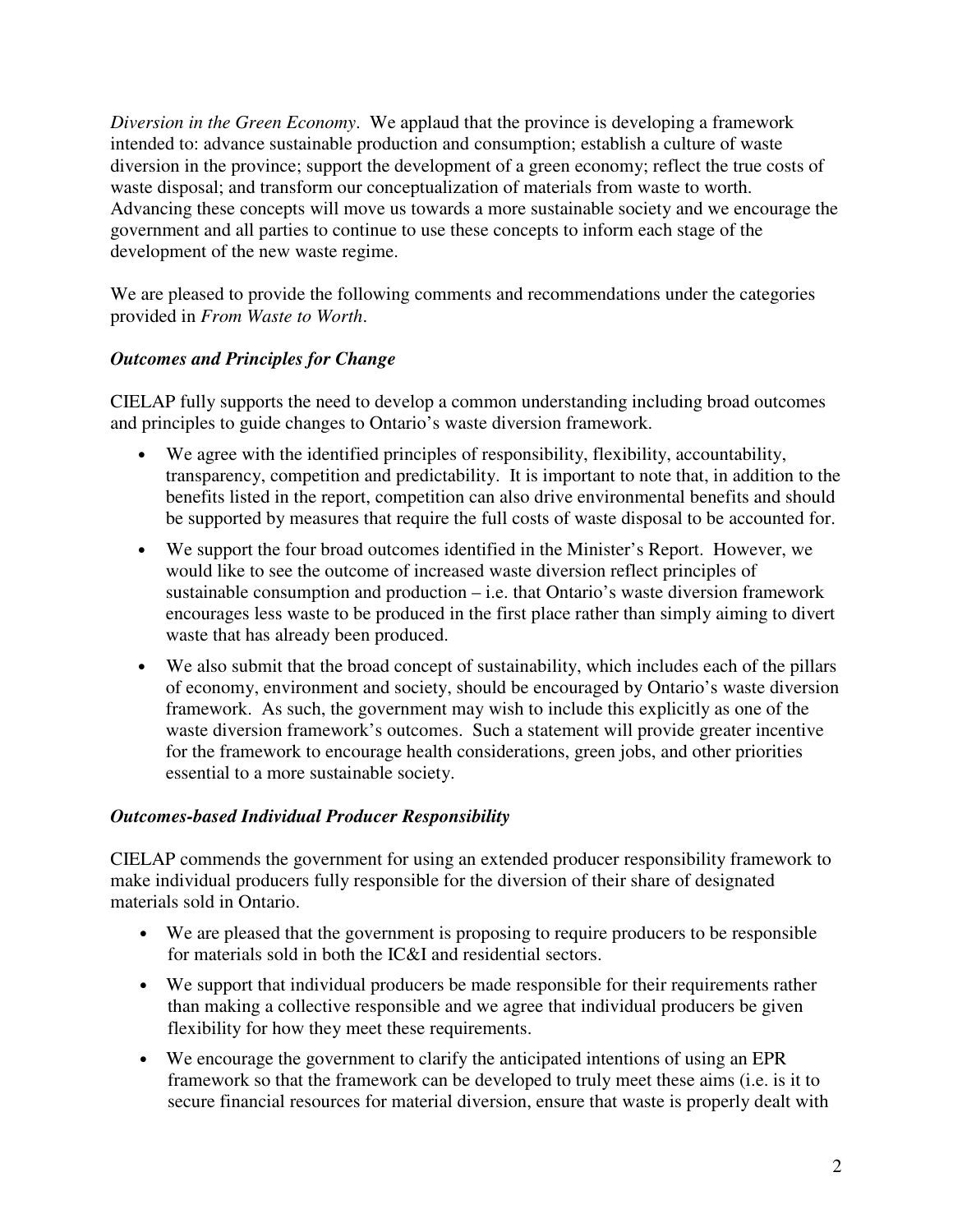*Diversion in the Green Economy*. We applaud that the province is developing a framework intended to: advance sustainable production and consumption; establish a culture of waste diversion in the province; support the development of a green economy; reflect the true costs of waste disposal; and transform our conceptualization of materials from waste to worth. Advancing these concepts will move us towards a more sustainable society and we encourage the government and all parties to continue to use these concepts to inform each stage of the development of the new waste regime.

We are pleased to provide the following comments and recommendations under the categories provided in *From Waste to Worth*.

### *Outcomes and Principles for Change*

CIELAP fully supports the need to develop a common understanding including broad outcomes and principles to guide changes to Ontario's waste diversion framework.

- We agree with the identified principles of responsibility, flexibility, accountability, transparency, competition and predictability. It is important to note that, in addition to the benefits listed in the report, competition can also drive environmental benefits and should be supported by measures that require the full costs of waste disposal to be accounted for.
- We support the four broad outcomes identified in the Minister's Report. However, we would like to see the outcome of increased waste diversion reflect principles of sustainable consumption and production – i.e. that Ontario's waste diversion framework encourages less waste to be produced in the first place rather than simply aiming to divert waste that has already been produced.
- We also submit that the broad concept of sustainability, which includes each of the pillars of economy, environment and society, should be encouraged by Ontario's waste diversion framework. As such, the government may wish to include this explicitly as one of the waste diversion framework's outcomes. Such a statement will provide greater incentive for the framework to encourage health considerations, green jobs, and other priorities essential to a more sustainable society.

### *Outcomes-based Individual Producer Responsibility*

CIELAP commends the government for using an extended producer responsibility framework to make individual producers fully responsible for the diversion of their share of designated materials sold in Ontario.

- We are pleased that the government is proposing to require producers to be responsible for materials sold in both the IC&I and residential sectors.
- We support that individual producers be made responsible for their requirements rather than making a collective responsible and we agree that individual producers be given flexibility for how they meet these requirements.
- We encourage the government to clarify the anticipated intentions of using an EPR framework so that the framework can be developed to truly meet these aims (i.e. is it to secure financial resources for material diversion, ensure that waste is properly dealt with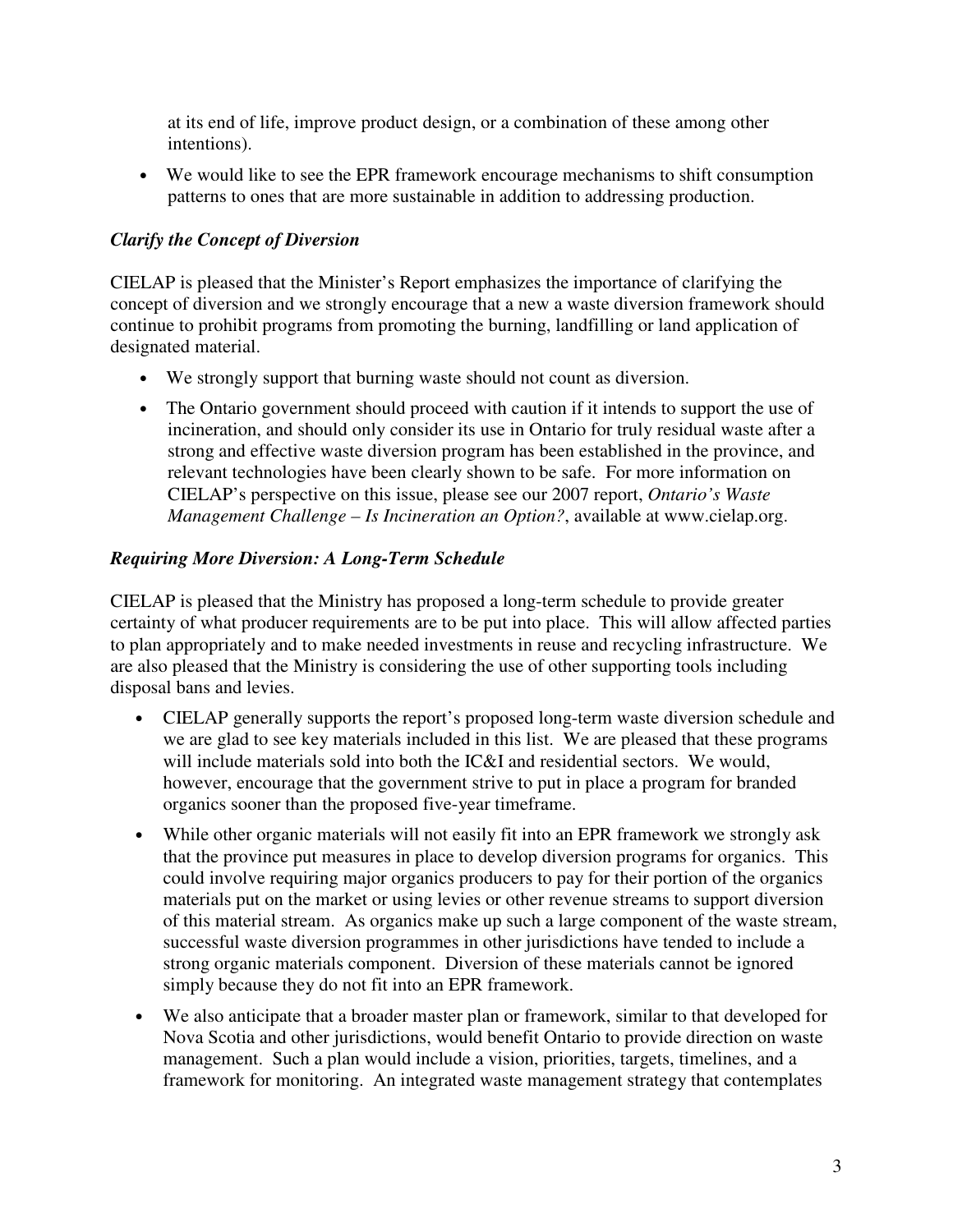at its end of life, improve product design, or a combination of these among other intentions).

- We would like to see the EPR framework encourage mechanisms to shift consumption patterns to ones that are more sustainable in addition to addressing production.

### *Clarify the Concept of Diversion*

CIELAP is pleased that the Minister's Report emphasizes the importance of clarifying the concept of diversion and we strongly encourage that a new a waste diversion framework should continue to prohibit programs from promoting the burning, landfilling or land application of designated material.

- We strongly support that burning waste should not count as diversion.
- The Ontario government should proceed with caution if it intends to support the use of incineration, and should only consider its use in Ontario for truly residual waste after a strong and effective waste diversion program has been established in the province, and relevant technologies have been clearly shown to be safe. For more information on CIELAP's perspective on this issue, please see our 2007 report, *Ontario's Waste Management Challenge – Is Incineration an Option?*, available at www.cielap.org.

### *Requiring More Diversion: A Long-Term Schedule*

CIELAP is pleased that the Ministry has proposed a long-term schedule to provide greater certainty of what producer requirements are to be put into place. This will allow affected parties to plan appropriately and to make needed investments in reuse and recycling infrastructure. We are also pleased that the Ministry is considering the use of other supporting tools including disposal bans and levies.

- CIELAP generally supports the report's proposed long-term waste diversion schedule and we are glad to see key materials included in this list. We are pleased that these programs will include materials sold into both the IC&I and residential sectors. We would, however, encourage that the government strive to put in place a program for branded organics sooner than the proposed five-year timeframe.
- While other organic materials will not easily fit into an EPR framework we strongly ask that the province put measures in place to develop diversion programs for organics. This could involve requiring major organics producers to pay for their portion of the organics materials put on the market or using levies or other revenue streams to support diversion of this material stream. As organics make up such a large component of the waste stream, successful waste diversion programmes in other jurisdictions have tended to include a strong organic materials component. Diversion of these materials cannot be ignored simply because they do not fit into an EPR framework.
- We also anticipate that a broader master plan or framework, similar to that developed for Nova Scotia and other jurisdictions, would benefit Ontario to provide direction on waste management. Such a plan would include a vision, priorities, targets, timelines, and a framework for monitoring. An integrated waste management strategy that contemplates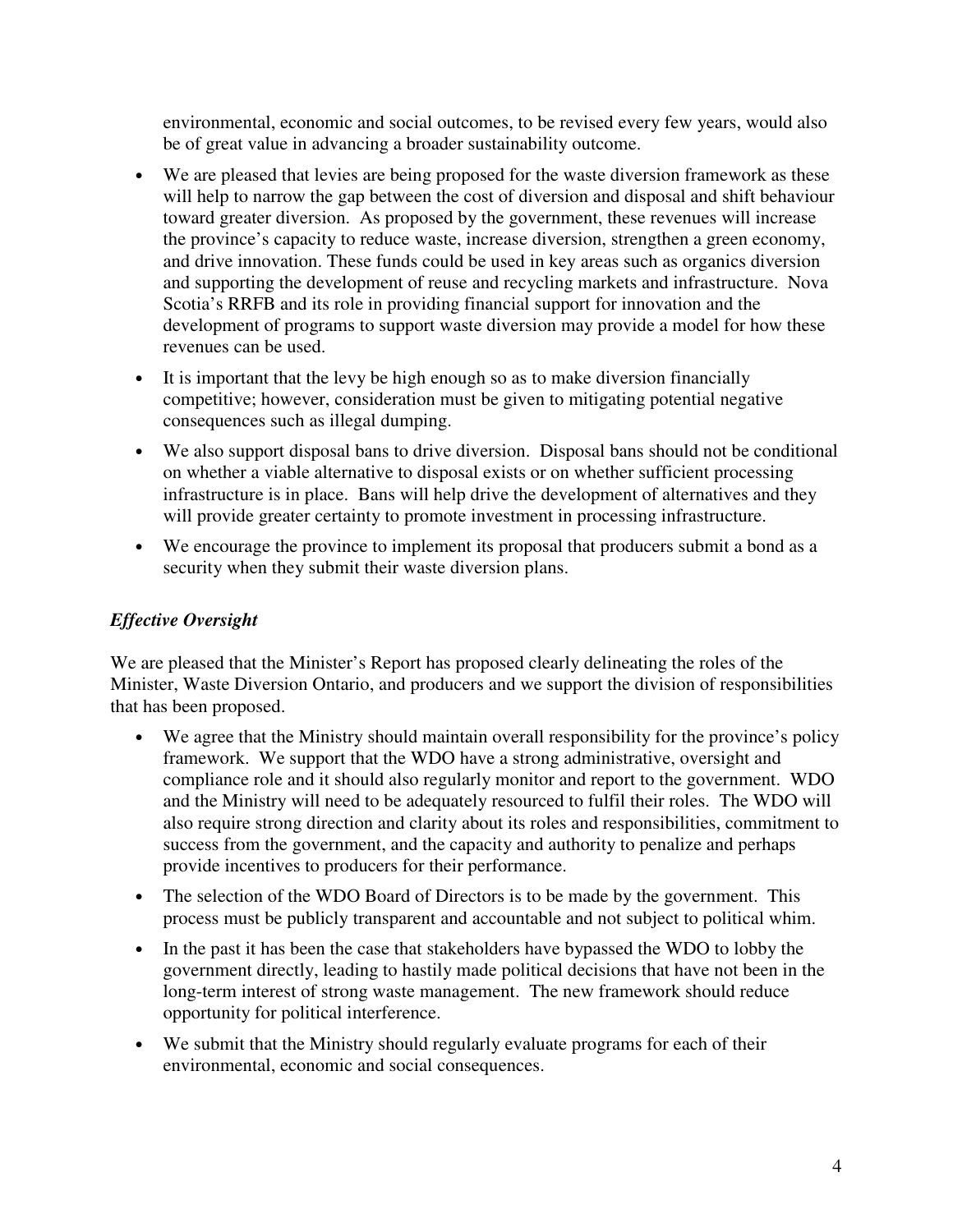environmental, economic and social outcomes, to be revised every few years, would also be of great value in advancing a broader sustainability outcome.

- We are pleased that levies are being proposed for the waste diversion framework as these will help to narrow the gap between the cost of diversion and disposal and shift behaviour toward greater diversion. As proposed by the government, these revenues will increase the province's capacity to reduce waste, increase diversion, strengthen a green economy, and drive innovation. These funds could be used in key areas such as organics diversion and supporting the development of reuse and recycling markets and infrastructure. Nova Scotia's RRFB and its role in providing financial support for innovation and the development of programs to support waste diversion may provide a model for how these revenues can be used.
- It is important that the levy be high enough so as to make diversion financially competitive; however, consideration must be given to mitigating potential negative consequences such as illegal dumping.
- We also support disposal bans to drive diversion. Disposal bans should not be conditional on whether a viable alternative to disposal exists or on whether sufficient processing infrastructure is in place. Bans will help drive the development of alternatives and they will provide greater certainty to promote investment in processing infrastructure.
- We encourage the province to implement its proposal that producers submit a bond as a security when they submit their waste diversion plans.

### *Effective Oversight*

We are pleased that the Minister's Report has proposed clearly delineating the roles of the Minister, Waste Diversion Ontario, and producers and we support the division of responsibilities that has been proposed.

- We agree that the Ministry should maintain overall responsibility for the province's policy framework. We support that the WDO have a strong administrative, oversight and compliance role and it should also regularly monitor and report to the government. WDO and the Ministry will need to be adequately resourced to fulfil their roles. The WDO will also require strong direction and clarity about its roles and responsibilities, commitment to success from the government, and the capacity and authority to penalize and perhaps provide incentives to producers for their performance.
- The selection of the WDO Board of Directors is to be made by the government. This process must be publicly transparent and accountable and not subject to political whim.
- In the past it has been the case that stakeholders have bypassed the WDO to lobby the government directly, leading to hastily made political decisions that have not been in the long-term interest of strong waste management. The new framework should reduce opportunity for political interference.
- We submit that the Ministry should regularly evaluate programs for each of their environmental, economic and social consequences.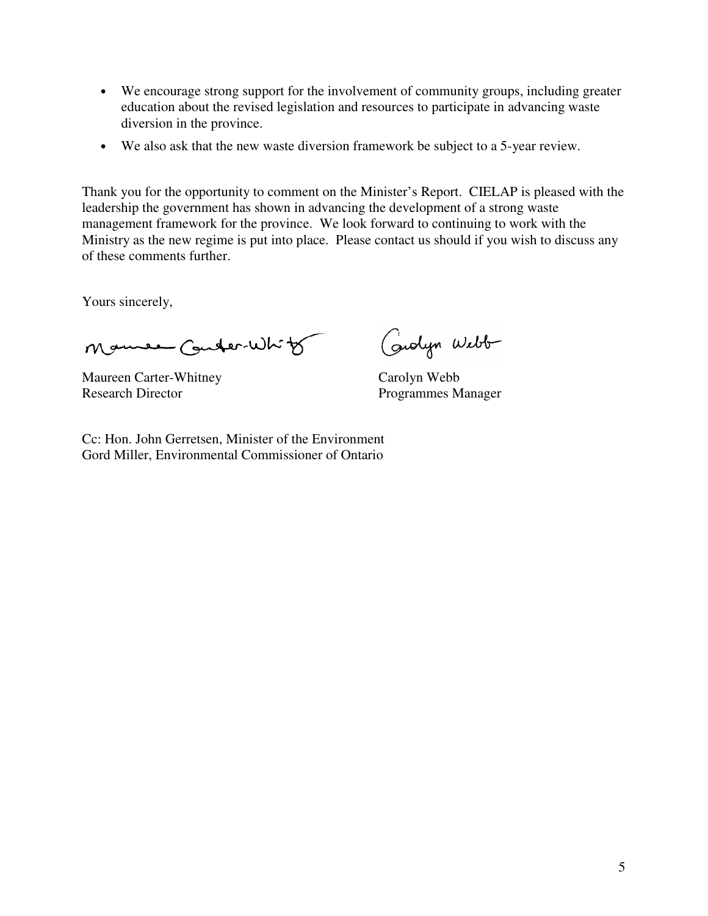- We encourage strong support for the involvement of community groups, including greater education about the revised legislation and resources to participate in advancing waste diversion in the province.
- We also ask that the new waste diversion framework be subject to a 5-year review.

Thank you for the opportunity to comment on the Minister's Report. CIELAP is pleased with the leadership the government has shown in advancing the development of a strong waste management framework for the province. We look forward to continuing to work with the Ministry as the new regime is put into place. Please contact us should if you wish to discuss any of these comments further.

Yours sincerely,

Maureen Carter-Whitney
Research Director

Carolyn Webb
Programmes Manager

Cc: Hon. John Gerretsen, Minister of the Environment
Gord Miller, Environmental Commissioner of Ontario